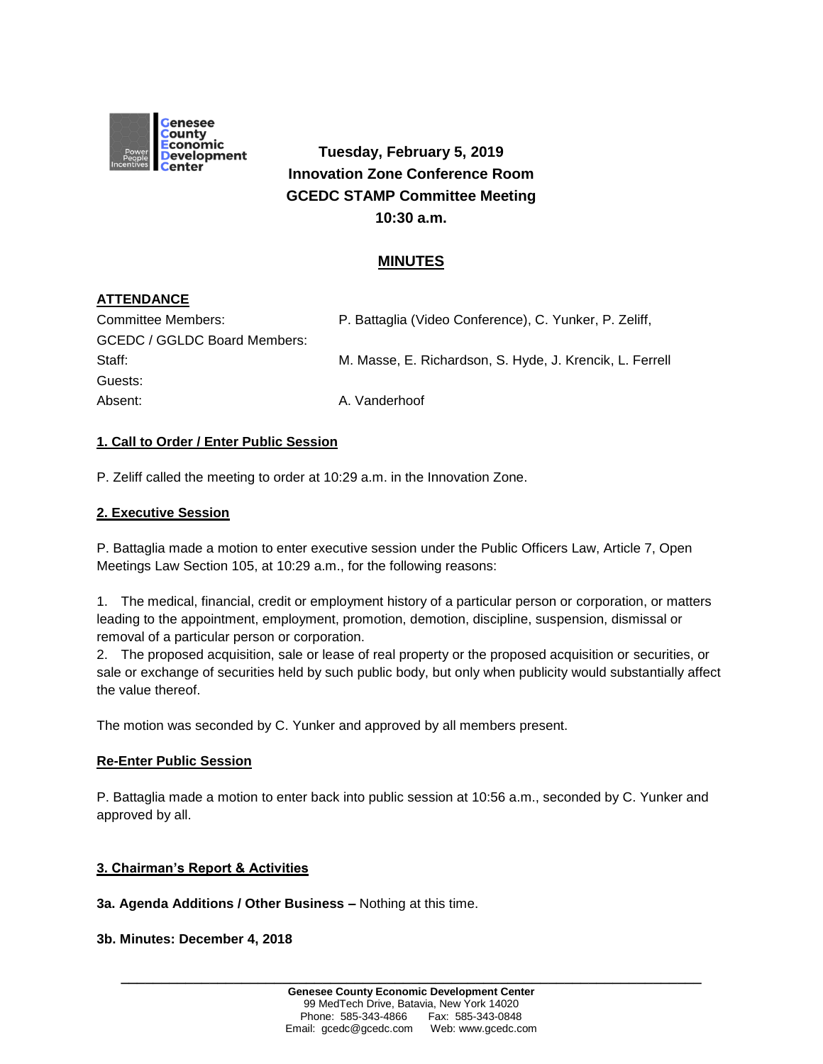Genesee County Economic Development Center

**Tuesday, February 5, 2019**
**Innovation Zone Conference Room**
**GCEDC STAMP Committee Meeting**
**10:30 a.m.**

## MINUTES

### ATTENDANCE

| | |
|---|---|
| Committee Members: | P. Battaglia (Video Conference), C. Yunker, P. Zeliff, |
| GCEDC / GGLDC Board Members: | |
| Staff: | M. Masse, E. Richardson, S. Hyde, J. Krencik, L. Ferrell |
| Guests: | |
| Absent: | A. Vanderhoof |

### 1. Call to Order / Enter Public Session

P. Zeliff called the meeting to order at 10:29 a.m. in the Innovation Zone.

### 2. Executive Session

P. Battaglia made a motion to enter executive session under the Public Officers Law, Article 7, Open Meetings Law Section 105, at 10:29 a.m., for the following reasons:

1. The medical, financial, credit or employment history of a particular person or corporation, or matters leading to the appointment, employment, promotion, demotion, discipline, suspension, dismissal or removal of a particular person or corporation.
2. The proposed acquisition, sale or lease of real property or the proposed acquisition or securities, or sale or exchange of securities held by such public body, but only when publicity would substantially affect the value thereof.

The motion was seconded by C. Yunker and approved by all members present.

### Re-Enter Public Session

P. Battaglia made a motion to enter back into public session at 10:56 a.m., seconded by C. Yunker and approved by all.

### 3. Chairman's Report & Activities

**3a. Agenda Additions / Other Business –** Nothing at this time.

**3b. Minutes: December 4, 2018**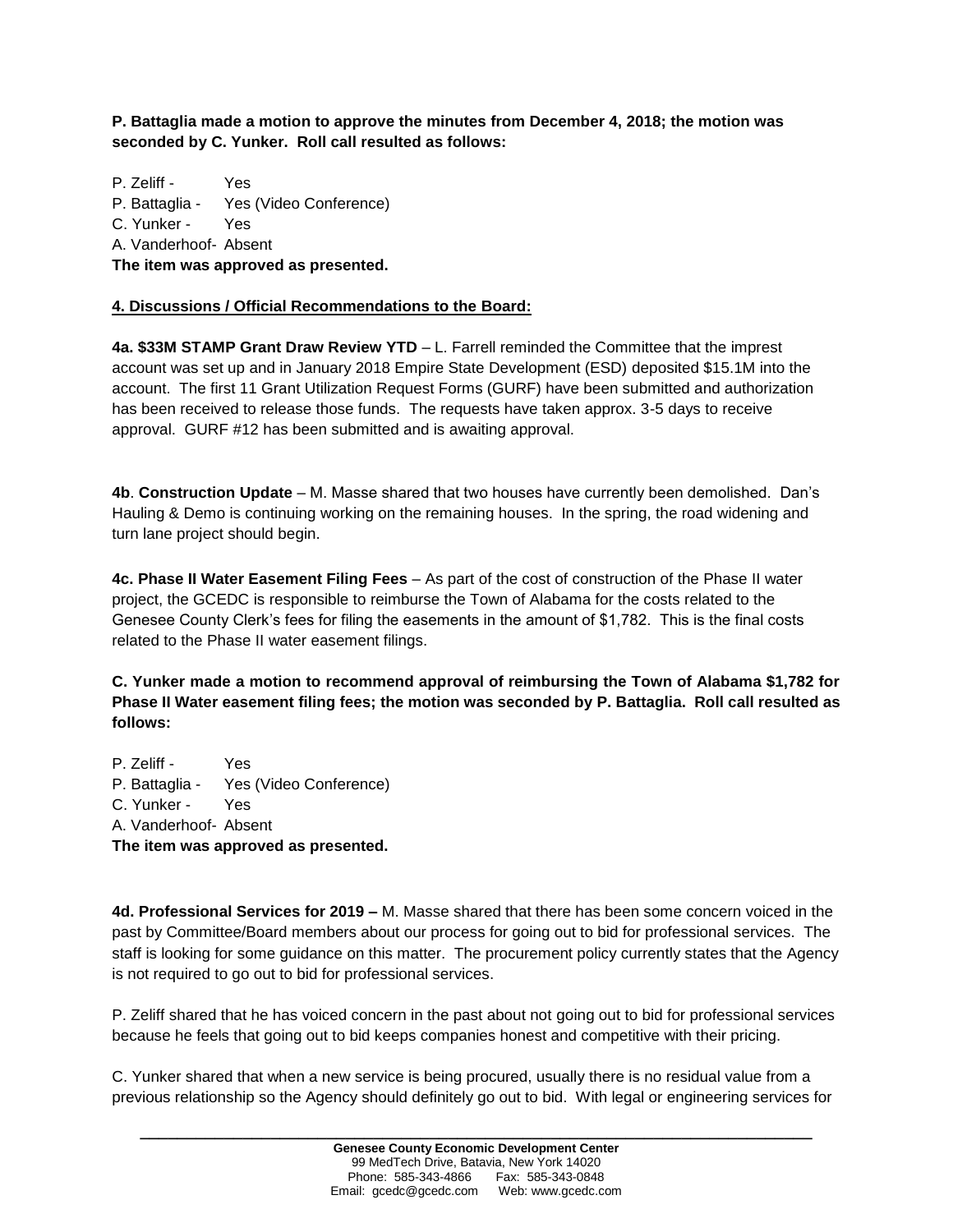**P. Battaglia made a motion to approve the minutes from December 4, 2018; the motion was seconded by C. Yunker. Roll call resulted as follows:**

P. Zeliff - Yes
P. Battaglia - Yes (Video Conference)
C. Yunker - Yes
A. Vanderhoof- Absent
**The item was approved as presented.**

**4. Discussions / Official Recommendations to the Board:**

**4a. $33M STAMP Grant Draw Review YTD** – L. Farrell reminded the Committee that the imprest account was set up and in January 2018 Empire State Development (ESD) deposited $15.1M into the account. The first 11 Grant Utilization Request Forms (GURF) have been submitted and authorization has been received to release those funds. The requests have taken approx. 3-5 days to receive approval. GURF #12 has been submitted and is awaiting approval.

**4b**. **Construction Update** – M. Masse shared that two houses have currently been demolished. Dan's Hauling & Demo is continuing working on the remaining houses. In the spring, the road widening and turn lane project should begin.

**4c. Phase II Water Easement Filing Fees** – As part of the cost of construction of the Phase II water project, the GCEDC is responsible to reimburse the Town of Alabama for the costs related to the Genesee County Clerk's fees for filing the easements in the amount of $1,782. This is the final costs related to the Phase II water easement filings.

**C. Yunker made a motion to recommend approval of reimbursing the Town of Alabama $1,782 for Phase II Water easement filing fees; the motion was seconded by P. Battaglia. Roll call resulted as follows:**

P. Zeliff - Yes
P. Battaglia - Yes (Video Conference)
C. Yunker - Yes
A. Vanderhoof- Absent
**The item was approved as presented.**

**4d. Professional Services for 2019 –** M. Masse shared that there has been some concern voiced in the past by Committee/Board members about our process for going out to bid for professional services. The staff is looking for some guidance on this matter. The procurement policy currently states that the Agency is not required to go out to bid for professional services.

P. Zeliff shared that he has voiced concern in the past about not going out to bid for professional services because he feels that going out to bid keeps companies honest and competitive with their pricing.

C. Yunker shared that when a new service is being procured, usually there is no residual value from a previous relationship so the Agency should definitely go out to bid. With legal or engineering services for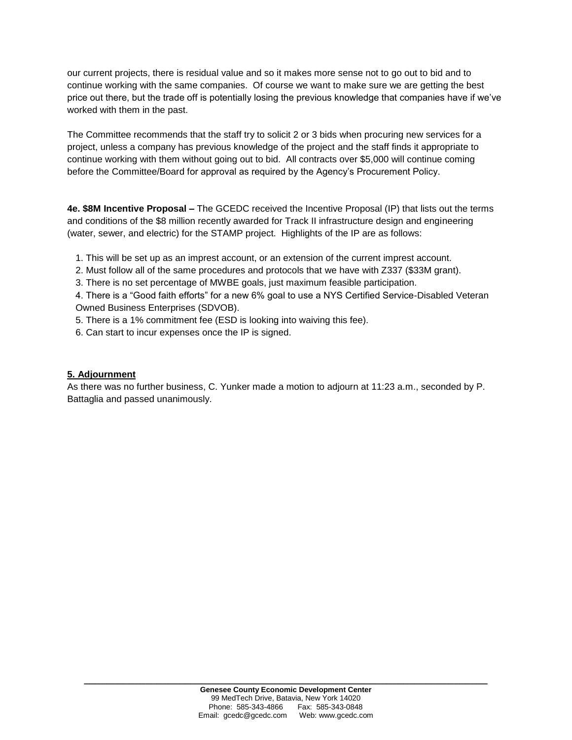our current projects, there is residual value and so it makes more sense not to go out to bid and to continue working with the same companies. Of course we want to make sure we are getting the best price out there, but the trade off is potentially losing the previous knowledge that companies have if we've worked with them in the past.

The Committee recommends that the staff try to solicit 2 or 3 bids when procuring new services for a project, unless a company has previous knowledge of the project and the staff finds it appropriate to continue working with them without going out to bid. All contracts over $5,000 will continue coming before the Committee/Board for approval as required by the Agency's Procurement Policy.

**4e. $8M Incentive Proposal –** The GCEDC received the Incentive Proposal (IP) that lists out the terms and conditions of the $8 million recently awarded for Track II infrastructure design and engineering (water, sewer, and electric) for the STAMP project. Highlights of the IP are as follows:

1. This will be set up as an imprest account, or an extension of the current imprest account.
2. Must follow all of the same procedures and protocols that we have with Z337 ($33M grant).
3. There is no set percentage of MWBE goals, just maximum feasible participation.
4. There is a "Good faith efforts" for a new 6% goal to use a NYS Certified Service-Disabled Veteran Owned Business Enterprises (SDVOB).
5. There is a 1% commitment fee (ESD is looking into waiving this fee).
6. Can start to incur expenses once the IP is signed.

**5. Adjournment**

As there was no further business, C. Yunker made a motion to adjourn at 11:23 a.m., seconded by P. Battaglia and passed unanimously.

**Genesee County Economic Development Center**
99 MedTech Drive, Batavia, New York 14020
Phone: 585-343-4866 Fax: 585-343-0848
Email: gcedc@gcedc.com Web: www.gcedc.com